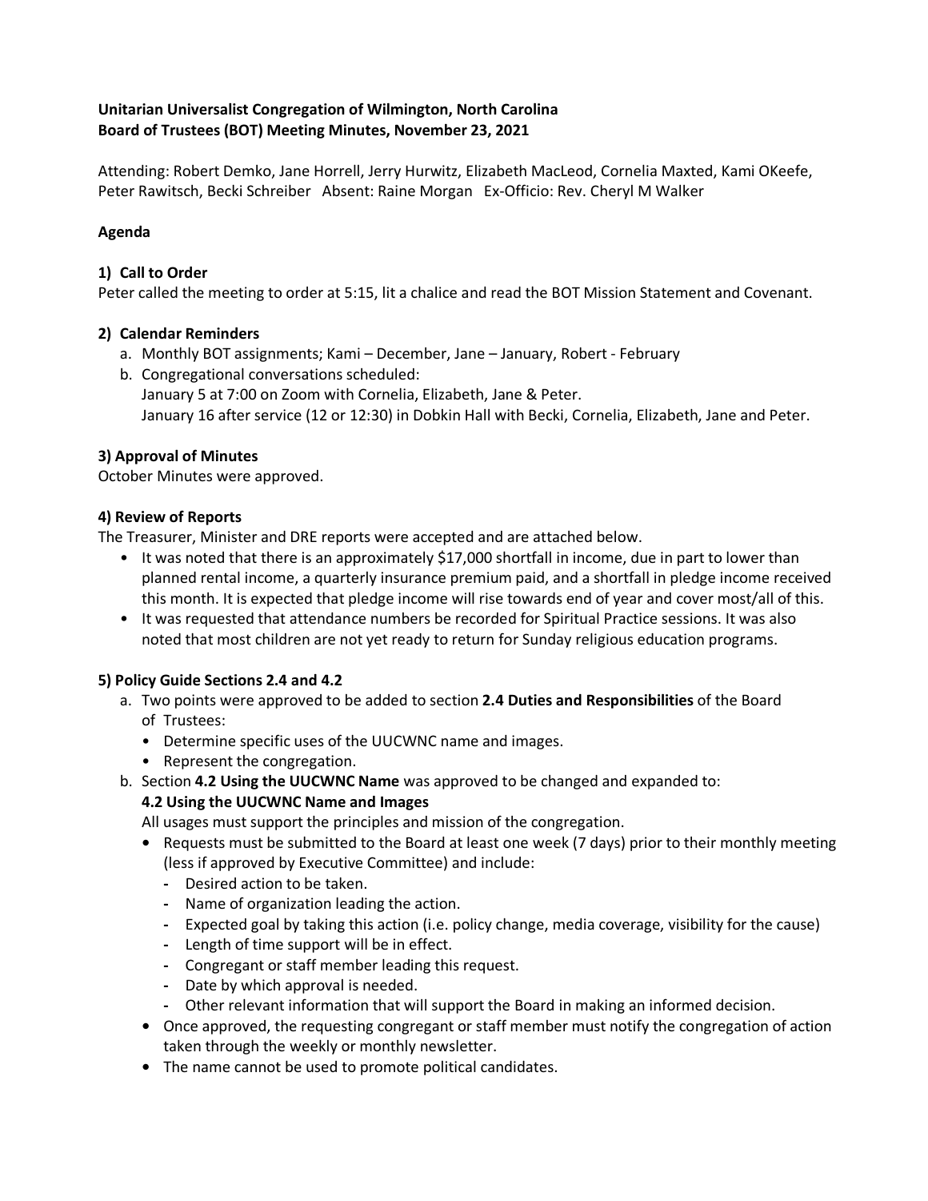**Unitarian Universalist Congregation of Wilmington, North Carolina**
**Board of Trustees (BOT) Meeting Minutes, November 23, 2021**

Attending: Robert Demko, Jane Horrell, Jerry Hurwitz, Elizabeth MacLeod, Cornelia Maxted, Kami OKeefe, Peter Rawitsch, Becki Schreiber Absent: Raine Morgan Ex-Officio: Rev. Cheryl M Walker

**Agenda**

**1) Call to Order**

Peter called the meeting to order at 5:15, lit a chalice and read the BOT Mission Statement and Covenant.

**2) Calendar Reminders**

a. Monthly BOT assignments; Kami – December, Jane – January, Robert - February
b. Congregational conversations scheduled:
   January 5 at 7:00 on Zoom with Cornelia, Elizabeth, Jane & Peter.
   January 16 after service (12 or 12:30) in Dobkin Hall with Becki, Cornelia, Elizabeth, Jane and Peter.

**3) Approval of Minutes**

October Minutes were approved.

**4) Review of Reports**

The Treasurer, Minister and DRE reports were accepted and are attached below.

- It was noted that there is an approximately $17,000 shortfall in income, due in part to lower than planned rental income, a quarterly insurance premium paid, and a shortfall in pledge income received this month. It is expected that pledge income will rise towards end of year and cover most/all of this.
- It was requested that attendance numbers be recorded for Spiritual Practice sessions. It was also noted that most children are not yet ready to return for Sunday religious education programs.

**5) Policy Guide Sections 2.4 and 4.2**

a. Two points were approved to be added to section **2.4 Duties and Responsibilities** of the Board of Trustees:
   - Determine specific uses of the UUCWNC name and images.
   - Represent the congregation.

b. Section **4.2 Using the UUCWNC Name** was approved to be changed and expanded to:

   **4.2 Using the UUCWNC Name and Images**

   All usages must support the principles and mission of the congregation.

   - Requests must be submitted to the Board at least one week (7 days) prior to their monthly meeting (less if approved by Executive Committee) and include:
     - Desired action to be taken.
     - Name of organization leading the action.
     - Expected goal by taking this action (i.e. policy change, media coverage, visibility for the cause)
     - Length of time support will be in effect.
     - Congregant or staff member leading this request.
     - Date by which approval is needed.
     - Other relevant information that will support the Board in making an informed decision.
   - Once approved, the requesting congregant or staff member must notify the congregation of action taken through the weekly or monthly newsletter.
   - The name cannot be used to promote political candidates.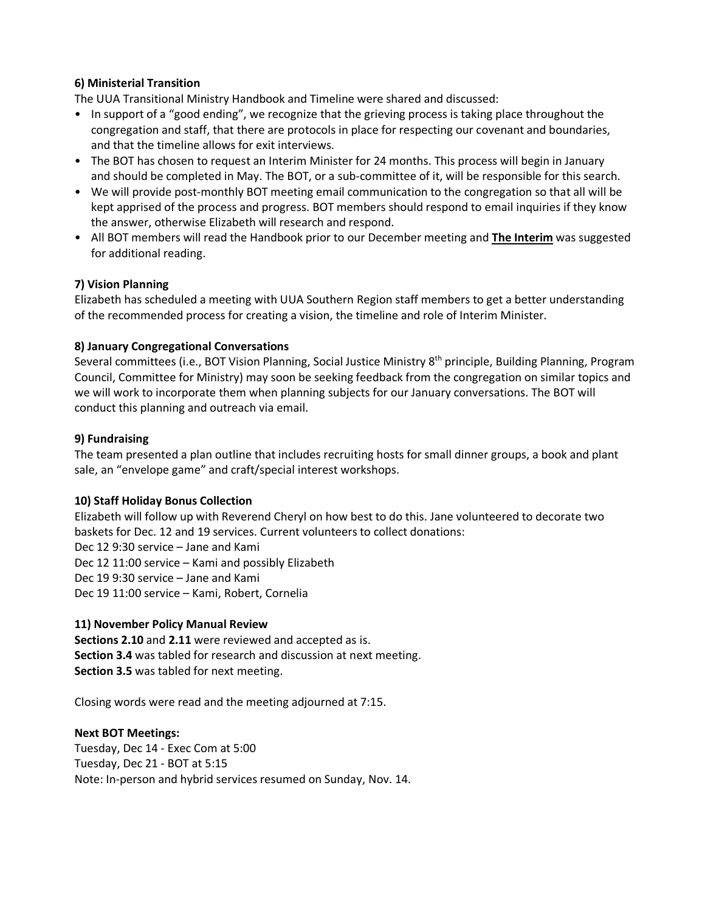**6) Ministerial Transition**

The UUA Transitional Ministry Handbook and Timeline were shared and discussed:

- In support of a "good ending", we recognize that the grieving process is taking place throughout the congregation and staff, that there are protocols in place for respecting our covenant and boundaries, and that the timeline allows for exit interviews.
- The BOT has chosen to request an Interim Minister for 24 months. This process will begin in January and should be completed in May. The BOT, or a sub-committee of it, will be responsible for this search.
- We will provide post-monthly BOT meeting email communication to the congregation so that all will be kept apprised of the process and progress. BOT members should respond to email inquiries if they know the answer, otherwise Elizabeth will research and respond.
- All BOT members will read the Handbook prior to our December meeting and **The Interim** was suggested for additional reading.

**7) Vision Planning**

Elizabeth has scheduled a meeting with UUA Southern Region staff members to get a better understanding of the recommended process for creating a vision, the timeline and role of Interim Minister.

**8) January Congregational Conversations**

Several committees (i.e., BOT Vision Planning, Social Justice Ministry 8th principle, Building Planning, Program Council, Committee for Ministry) may soon be seeking feedback from the congregation on similar topics and we will work to incorporate them when planning subjects for our January conversations. The BOT will conduct this planning and outreach via email.

**9) Fundraising**

The team presented a plan outline that includes recruiting hosts for small dinner groups, a book and plant sale, an "envelope game" and craft/special interest workshops.

**10) Staff Holiday Bonus Collection**

Elizabeth will follow up with Reverend Cheryl on how best to do this. Jane volunteered to decorate two baskets for Dec. 12 and 19 services. Current volunteers to collect donations:

Dec 12 9:30 service – Jane and Kami
Dec 12 11:00 service – Kami and possibly Elizabeth
Dec 19 9:30 service – Jane and Kami
Dec 19 11:00 service – Kami, Robert, Cornelia

**11) November Policy Manual Review**

**Sections 2.10** and **2.11** were reviewed and accepted as is.
**Section 3.4** was tabled for research and discussion at next meeting.
**Section 3.5** was tabled for next meeting.

Closing words were read and the meeting adjourned at 7:15.

**Next BOT Meetings:**

Tuesday, Dec 14 - Exec Com at 5:00
Tuesday, Dec 21 - BOT at 5:15
Note: In-person and hybrid services resumed on Sunday, Nov. 14.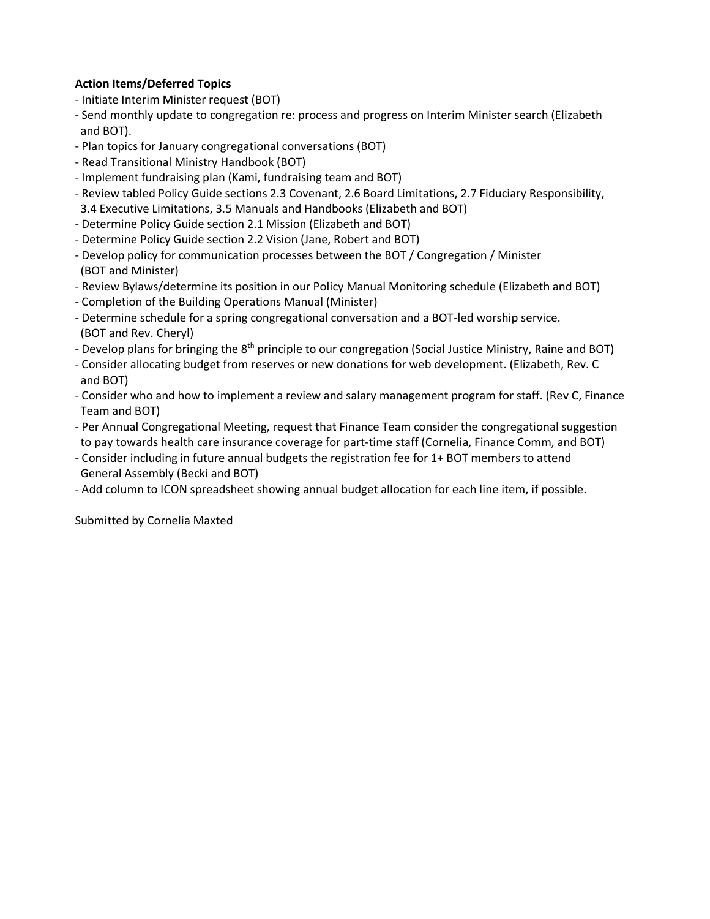**Action Items/Deferred Topics**

- Initiate Interim Minister request (BOT)
- Send monthly update to congregation re: process and progress on Interim Minister search (Elizabeth and BOT).
- Plan topics for January congregational conversations (BOT)
- Read Transitional Ministry Handbook (BOT)
- Implement fundraising plan (Kami, fundraising team and BOT)
- Review tabled Policy Guide sections 2.3 Covenant, 2.6 Board Limitations, 2.7 Fiduciary Responsibility, 3.4 Executive Limitations, 3.5 Manuals and Handbooks (Elizabeth and BOT)
- Determine Policy Guide section 2.1 Mission (Elizabeth and BOT)
- Determine Policy Guide section 2.2 Vision (Jane, Robert and BOT)
- Develop policy for communication processes between the BOT / Congregation / Minister (BOT and Minister)
- Review Bylaws/determine its position in our Policy Manual Monitoring schedule (Elizabeth and BOT)
- Completion of the Building Operations Manual (Minister)
- Determine schedule for a spring congregational conversation and a BOT-led worship service. (BOT and Rev. Cheryl)
- Develop plans for bringing the 8th principle to our congregation (Social Justice Ministry, Raine and BOT)
- Consider allocating budget from reserves or new donations for web development. (Elizabeth, Rev. C and BOT)
- Consider who and how to implement a review and salary management program for staff. (Rev C, Finance Team and BOT)
- Per Annual Congregational Meeting, request that Finance Team consider the congregational suggestion to pay towards health care insurance coverage for part-time staff (Cornelia, Finance Comm, and BOT)
- Consider including in future annual budgets the registration fee for 1+ BOT members to attend General Assembly (Becki and BOT)
- Add column to ICON spreadsheet showing annual budget allocation for each line item, if possible.

Submitted by Cornelia Maxted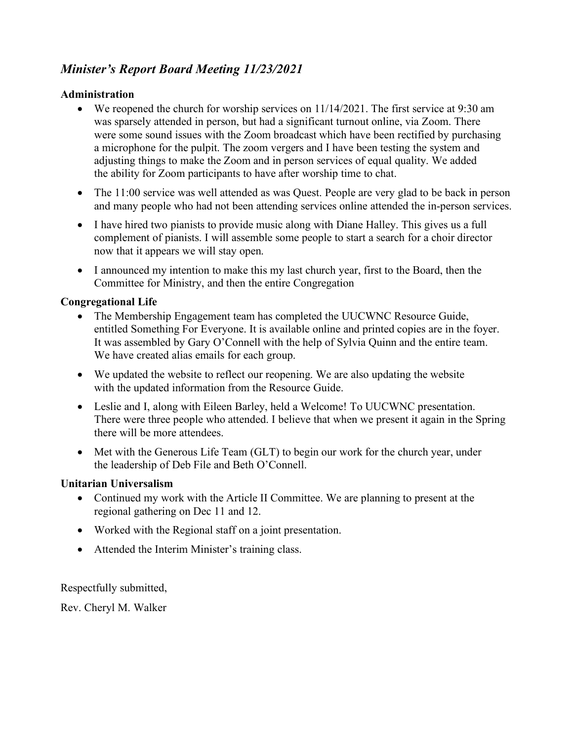## *Minister's Report Board Meeting 11/23/2021*

**Administration**

- We reopened the church for worship services on 11/14/2021. The first service at 9:30 am was sparsely attended in person, but had a significant turnout online, via Zoom. There were some sound issues with the Zoom broadcast which have been rectified by purchasing a microphone for the pulpit. The zoom vergers and I have been testing the system and adjusting things to make the Zoom and in person services of equal quality. We added the ability for Zoom participants to have after worship time to chat.
- The 11:00 service was well attended as was Quest. People are very glad to be back in person and many people who had not been attending services online attended the in-person services.
- I have hired two pianists to provide music along with Diane Halley. This gives us a full complement of pianists. I will assemble some people to start a search for a choir director now that it appears we will stay open.
- I announced my intention to make this my last church year, first to the Board, then the Committee for Ministry, and then the entire Congregation

**Congregational Life**

- The Membership Engagement team has completed the UUCWNC Resource Guide, entitled Something For Everyone. It is available online and printed copies are in the foyer. It was assembled by Gary O'Connell with the help of Sylvia Quinn and the entire team. We have created alias emails for each group.
- We updated the website to reflect our reopening. We are also updating the website with the updated information from the Resource Guide.
- Leslie and I, along with Eileen Barley, held a Welcome! To UUCWNC presentation. There were three people who attended. I believe that when we present it again in the Spring there will be more attendees.
- Met with the Generous Life Team (GLT) to begin our work for the church year, under the leadership of Deb File and Beth O'Connell.

**Unitarian Universalism**

- Continued my work with the Article II Committee. We are planning to present at the regional gathering on Dec 11 and 12.
- Worked with the Regional staff on a joint presentation.
- Attended the Interim Minister's training class.

Respectfully submitted,

Rev. Cheryl M. Walker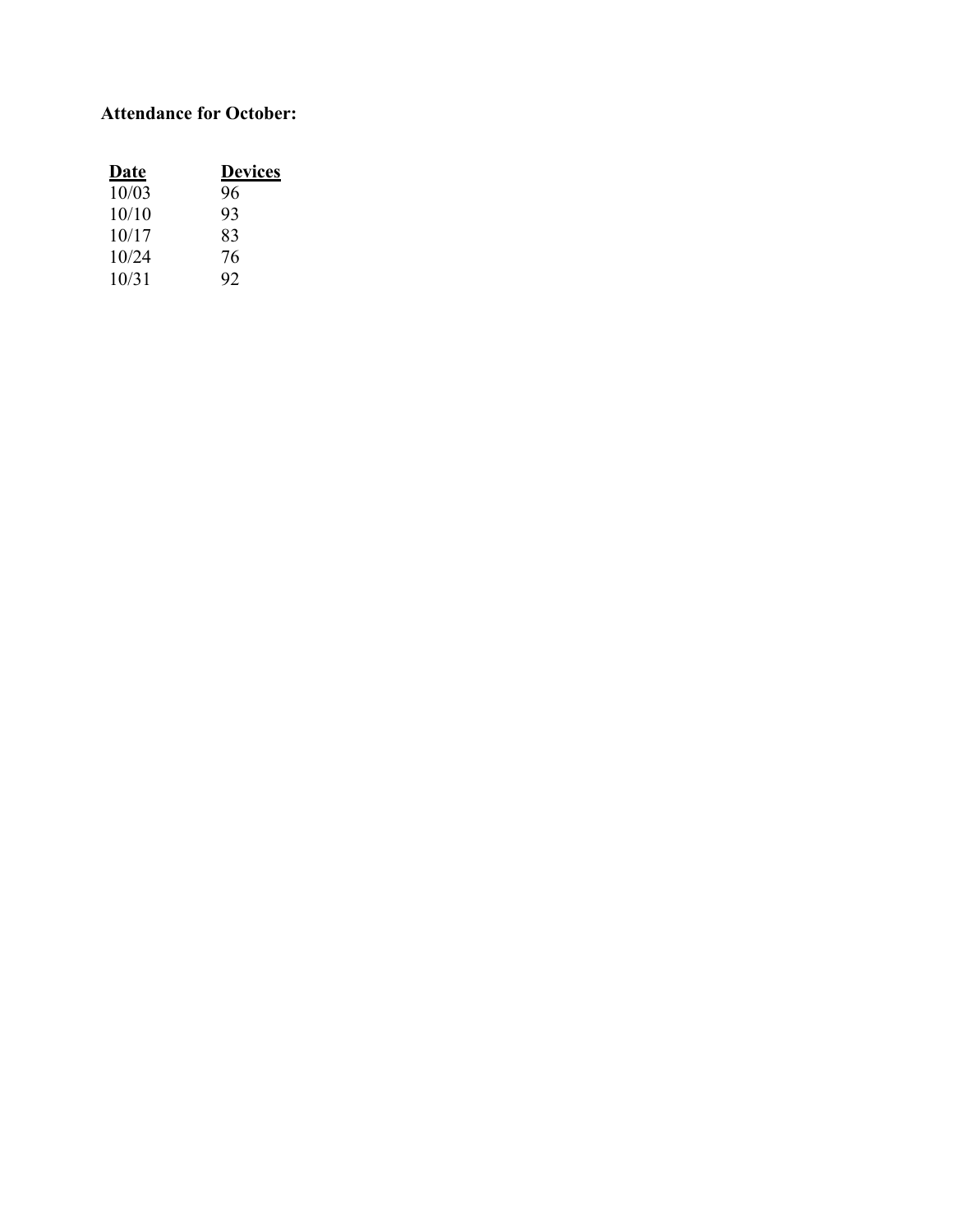**Attendance for October:**

| Date | Devices |
|---|---|
| 10/03 | 96 |
| 10/10 | 93 |
| 10/17 | 83 |
| 10/24 | 76 |
| 10/31 | 92 |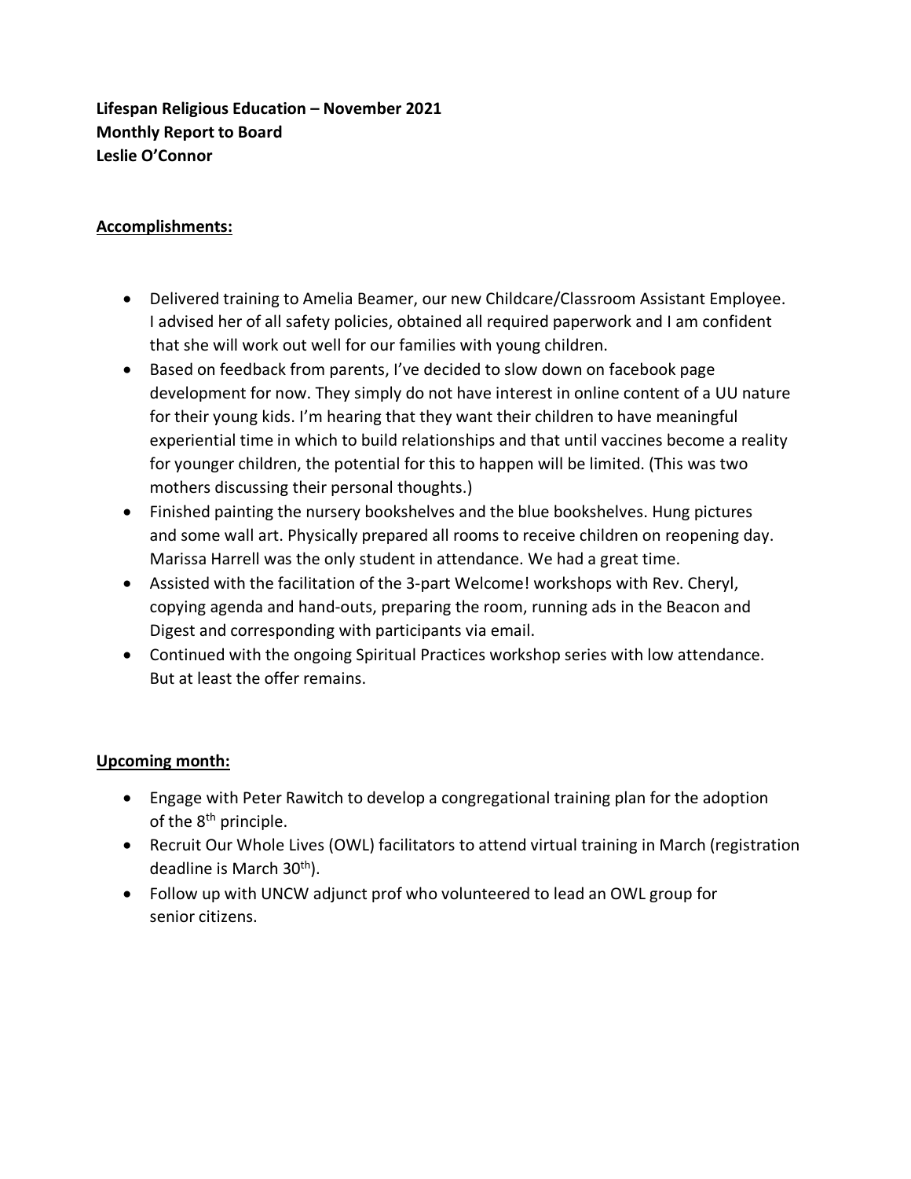**Lifespan Religious Education – November 2021**
**Monthly Report to Board**
**Leslie O'Connor**

**Accomplishments:**

- Delivered training to Amelia Beamer, our new Childcare/Classroom Assistant Employee. I advised her of all safety policies, obtained all required paperwork and I am confident that she will work out well for our families with young children.
- Based on feedback from parents, I've decided to slow down on facebook page development for now. They simply do not have interest in online content of a UU nature for their young kids. I'm hearing that they want their children to have meaningful experiential time in which to build relationships and that until vaccines become a reality for younger children, the potential for this to happen will be limited. (This was two mothers discussing their personal thoughts.)
- Finished painting the nursery bookshelves and the blue bookshelves. Hung pictures and some wall art. Physically prepared all rooms to receive children on reopening day. Marissa Harrell was the only student in attendance. We had a great time.
- Assisted with the facilitation of the 3-part Welcome! workshops with Rev. Cheryl, copying agenda and hand-outs, preparing the room, running ads in the Beacon and Digest and corresponding with participants via email.
- Continued with the ongoing Spiritual Practices workshop series with low attendance. But at least the offer remains.

**Upcoming month:**

- Engage with Peter Rawitch to develop a congregational training plan for the adoption of the 8th principle.
- Recruit Our Whole Lives (OWL) facilitators to attend virtual training in March (registration deadline is March 30th).
- Follow up with UNCW adjunct prof who volunteered to lead an OWL group for senior citizens.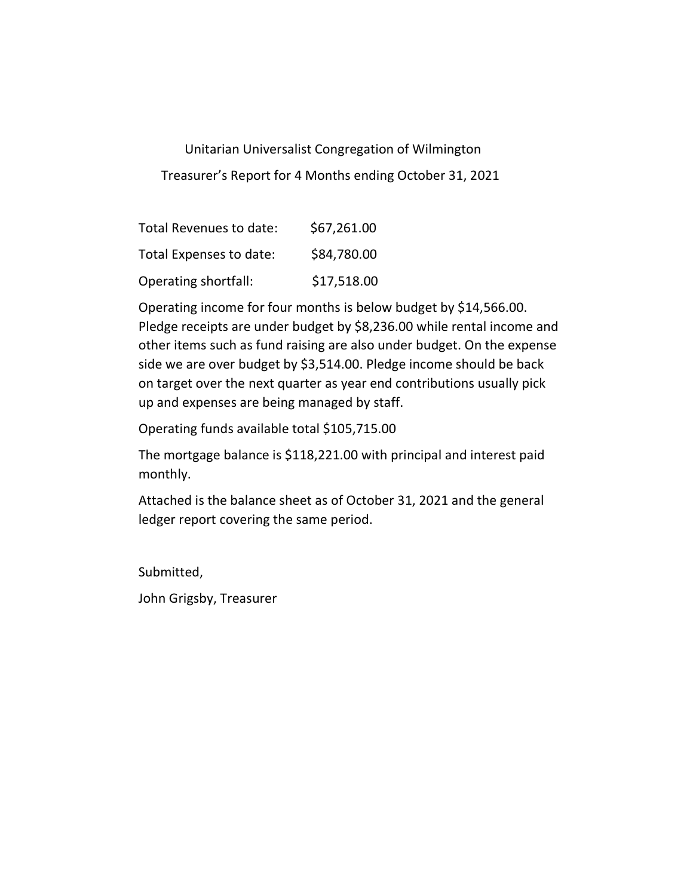Unitarian Universalist Congregation of Wilmington

Treasurer's Report for 4 Months ending October 31, 2021

| | |
|---|---|
| Total Revenues to date: | $67,261.00 |
| Total Expenses to date: | $84,780.00 |
| Operating shortfall: | $17,518.00 |

Operating income for four months is below budget by $14,566.00. Pledge receipts are under budget by $8,236.00 while rental income and other items such as fund raising are also under budget. On the expense side we are over budget by $3,514.00. Pledge income should be back on target over the next quarter as year end contributions usually pick up and expenses are being managed by staff.

Operating funds available total $105,715.00

The mortgage balance is $118,221.00 with principal and interest paid monthly.

Attached is the balance sheet as of October 31, 2021 and the general ledger report covering the same period.

Submitted,

John Grigsby, Treasurer